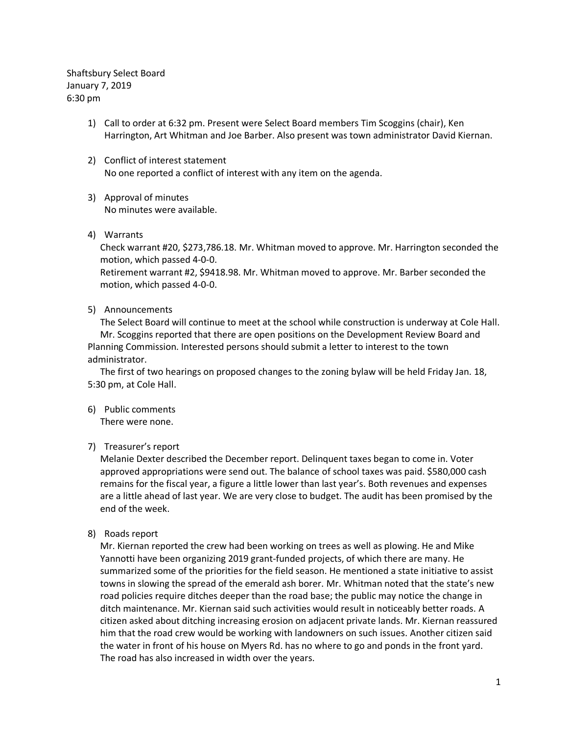Shaftsbury Select Board
January 7, 2019
6:30 pm

1) Call to order at 6:32 pm. Present were Select Board members Tim Scoggins (chair), Ken Harrington, Art Whitman and Joe Barber. Also present was town administrator David Kiernan.

2) Conflict of interest statement
   No one reported a conflict of interest with any item on the agenda.

3) Approval of minutes
   No minutes were available.

4) Warrants
   Check warrant #20, $273,786.18. Mr. Whitman moved to approve. Mr. Harrington seconded the motion, which passed 4-0-0.
   Retirement warrant #2, $9418.98. Mr. Whitman moved to approve. Mr. Barber seconded the motion, which passed 4-0-0.

5) Announcements
   The Select Board will continue to meet at the school while construction is underway at Cole Hall.
   Mr. Scoggins reported that there are open positions on the Development Review Board and Planning Commission. Interested persons should submit a letter to interest to the town administrator.
   The first of two hearings on proposed changes to the zoning bylaw will be held Friday Jan. 18, 5:30 pm, at Cole Hall.

6) Public comments
   There were none.

7) Treasurer's report
   Melanie Dexter described the December report. Delinquent taxes began to come in. Voter approved appropriations were send out. The balance of school taxes was paid. $580,000 cash remains for the fiscal year, a figure a little lower than last year's. Both revenues and expenses are a little ahead of last year. We are very close to budget. The audit has been promised by the end of the week.

8) Roads report
   Mr. Kiernan reported the crew had been working on trees as well as plowing. He and Mike Yannotti have been organizing 2019 grant-funded projects, of which there are many. He summarized some of the priorities for the field season. He mentioned a state initiative to assist towns in slowing the spread of the emerald ash borer. Mr. Whitman noted that the state's new road policies require ditches deeper than the road base; the public may notice the change in ditch maintenance. Mr. Kiernan said such activities would result in noticeably better roads. A citizen asked about ditching increasing erosion on adjacent private lands. Mr. Kiernan reassured him that the road crew would be working with landowners on such issues. Another citizen said the water in front of his house on Myers Rd. has no where to go and ponds in the front yard. The road has also increased in width over the years.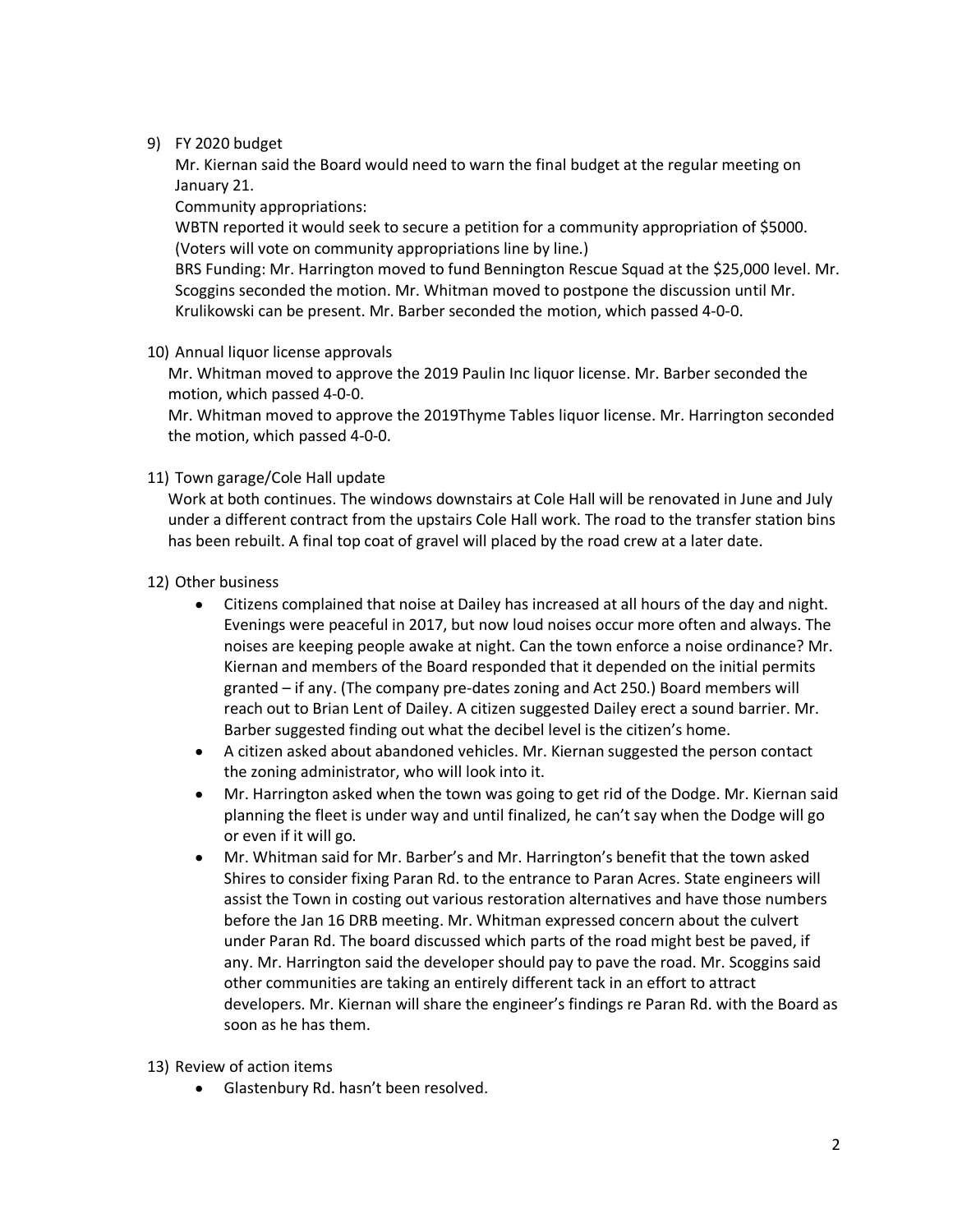9) FY 2020 budget

   Mr. Kiernan said the Board would need to warn the final budget at the regular meeting on January 21.

   Community appropriations:

   WBTN reported it would seek to secure a petition for a community appropriation of $5000. (Voters will vote on community appropriations line by line.)

   BRS Funding: Mr. Harrington moved to fund Bennington Rescue Squad at the $25,000 level. Mr. Scoggins seconded the motion. Mr. Whitman moved to postpone the discussion until Mr. Krulikowski can be present. Mr. Barber seconded the motion, which passed 4-0-0.

10) Annual liquor license approvals

    Mr. Whitman moved to approve the 2019 Paulin Inc liquor license. Mr. Barber seconded the motion, which passed 4-0-0.

    Mr. Whitman moved to approve the 2019Thyme Tables liquor license. Mr. Harrington seconded the motion, which passed 4-0-0.

11) Town garage/Cole Hall update

    Work at both continues. The windows downstairs at Cole Hall will be renovated in June and July under a different contract from the upstairs Cole Hall work. The road to the transfer station bins has been rebuilt. A final top coat of gravel will placed by the road crew at a later date.

12) Other business

    - Citizens complained that noise at Dailey has increased at all hours of the day and night. Evenings were peaceful in 2017, but now loud noises occur more often and always. The noises are keeping people awake at night. Can the town enforce a noise ordinance? Mr. Kiernan and members of the Board responded that it depended on the initial permits granted – if any. (The company pre-dates zoning and Act 250.) Board members will reach out to Brian Lent of Dailey. A citizen suggested Dailey erect a sound barrier. Mr. Barber suggested finding out what the decibel level is the citizen's home.
    - A citizen asked about abandoned vehicles. Mr. Kiernan suggested the person contact the zoning administrator, who will look into it.
    - Mr. Harrington asked when the town was going to get rid of the Dodge. Mr. Kiernan said planning the fleet is under way and until finalized, he can't say when the Dodge will go or even if it will go.
    - Mr. Whitman said for Mr. Barber's and Mr. Harrington's benefit that the town asked Shires to consider fixing Paran Rd. to the entrance to Paran Acres. State engineers will assist the Town in costing out various restoration alternatives and have those numbers before the Jan 16 DRB meeting. Mr. Whitman expressed concern about the culvert under Paran Rd. The board discussed which parts of the road might best be paved, if any. Mr. Harrington said the developer should pay to pave the road. Mr. Scoggins said other communities are taking an entirely different tack in an effort to attract developers. Mr. Kiernan will share the engineer's findings re Paran Rd. with the Board as soon as he has them.

13) Review of action items

    - Glastenbury Rd. hasn't been resolved.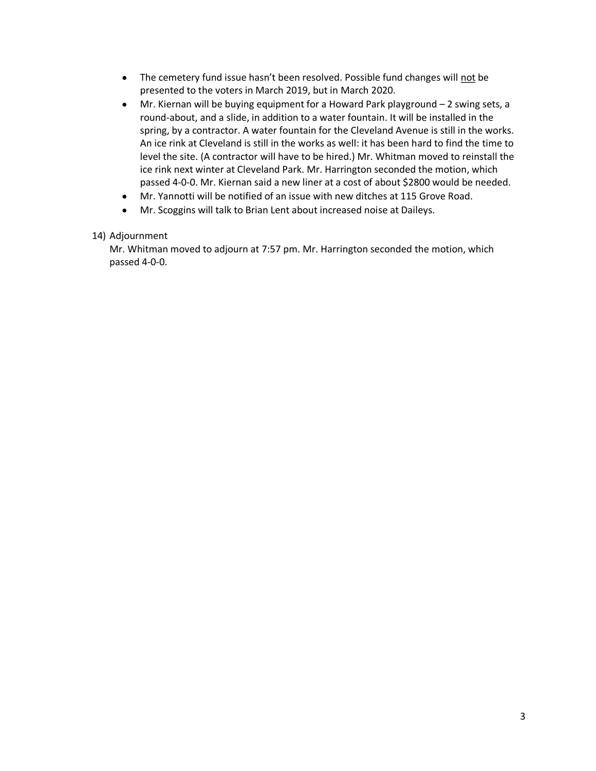- The cemetery fund issue hasn't been resolved. Possible fund changes will <u>not</u> be presented to the voters in March 2019, but in March 2020.
- Mr. Kiernan will be buying equipment for a Howard Park playground – 2 swing sets, a round-about, and a slide, in addition to a water fountain. It will be installed in the spring, by a contractor. A water fountain for the Cleveland Avenue is still in the works. An ice rink at Cleveland is still in the works as well: it has been hard to find the time to level the site. (A contractor will have to be hired.) Mr. Whitman moved to reinstall the ice rink next winter at Cleveland Park. Mr. Harrington seconded the motion, which passed 4-0-0. Mr. Kiernan said a new liner at a cost of about $2800 would be needed.
- Mr. Yannotti will be notified of an issue with new ditches at 115 Grove Road.
- Mr. Scoggins will talk to Brian Lent about increased noise at Daileys.

14) Adjournment

Mr. Whitman moved to adjourn at 7:57 pm. Mr. Harrington seconded the motion, which passed 4-0-0.